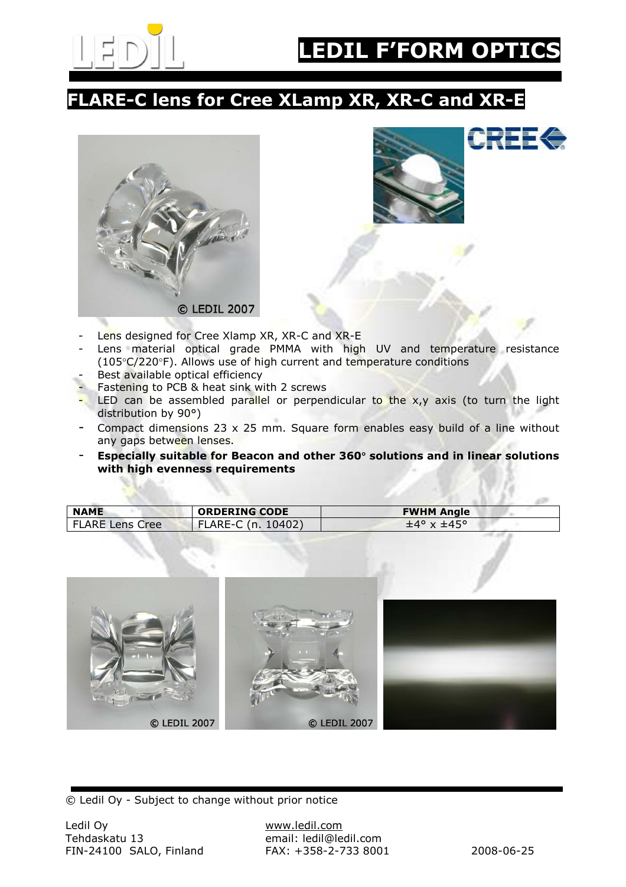# LEDIL F'FORM OPTICS

## FLARE-C lens for Cree XLamp XR, XR-C and XR-E

- Lens designed for Cree Xlamp XR, XR-C and XR-E
- Lens material optical grade PMMA with high UV and temperature resistance (105°C/220°F). Allows use of high current and temperature conditions
- Best available optical efficiency
- Fastening to PCB & heat sink with 2 screws
- LED can be assembled parallel or perpendicular to the x,y axis (to turn the light distribution by 90°)
- Compact dimensions 23 x 25 mm. Square form enables easy build of a line without any gaps between lenses.
- **Especially suitable for Beacon and other 360° solutions and in linear solutions with high evenness requirements**

| NAME | ORDERING CODE | FWHM Angle |
|---|---|---|
| FLARE Lens Cree | FLARE-C (n. 10402) | ±4° x ±45° |

© Ledil Oy - Subject to change without prior notice

Ledil Oy
Tehdaskatu 13
FIN-24100 SALO, Finland

www.ledil.com
email: ledil@ledil.com
FAX: +358-2-733 8001

2008-06-25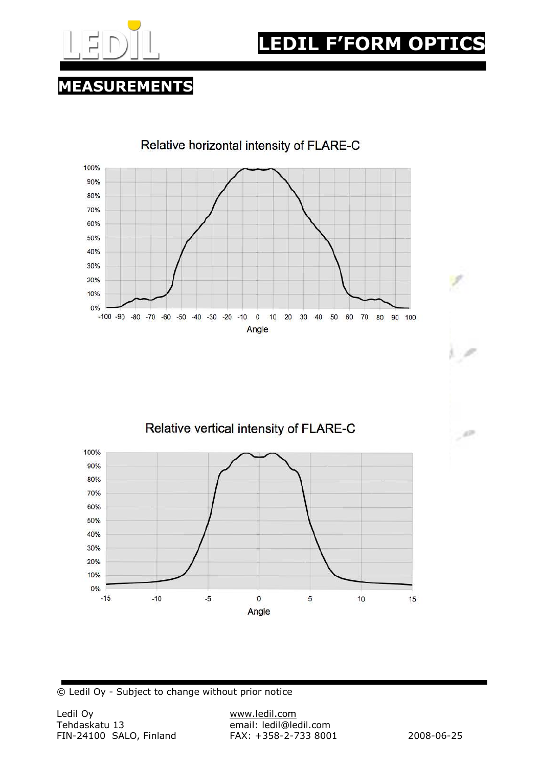## MEASUREMENTS

Relative horizontal intensity of FLARE-C

Relative vertical intensity of FLARE-C

© Ledil Oy - Subject to change without prior notice

Ledil Oy
Tehdaskatu 13
FIN-24100 SALO, Finland

www.ledil.com
email: ledil@ledil.com
FAX: +358-2-733 8001

2008-06-25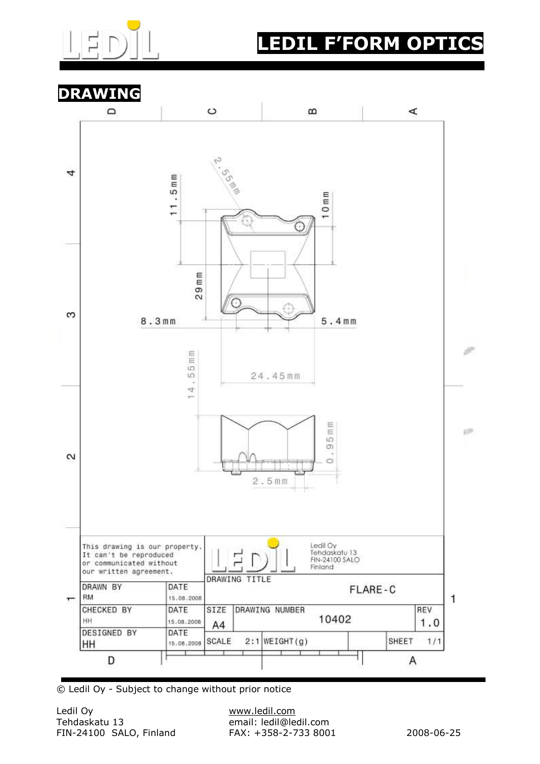## DRAWING

D C B A

4

11.5mm

2.55mm

10mm

29mm

3

8.3mm

5.4mm

14.55mm

24.45mm

2

0.95mm

2.5mm

1

| | | | | | |
|---|---|---|---|---|---|
| This drawing is our property. It can't be reproduced or communicated without our written agreement. | | Ledil Oy Tehdaskatu 13 FIN-24100 SALO Finland | | | |
| DRAWN BY RM | DATE 15.08.2008 | DRAWING TITLE | FLARE-C | | |
| CHECKED BY HH | DATE 15.08.2008 | SIZE A4 | DRAWING NUMBER 10402 | | REV 1.0 |
| DESIGNED BY HH | DATE 15.08.2008 | SCALE 2:1 | WEIGHT(g) | | SHEET 1/1 |

D A

© Ledil Oy - Subject to change without prior notice

Ledil Oy
Tehdaskatu 13
FIN-24100 SALO, Finland

www.ledil.com
email: ledil@ledil.com
FAX: +358-2-733 8001

2008-06-25